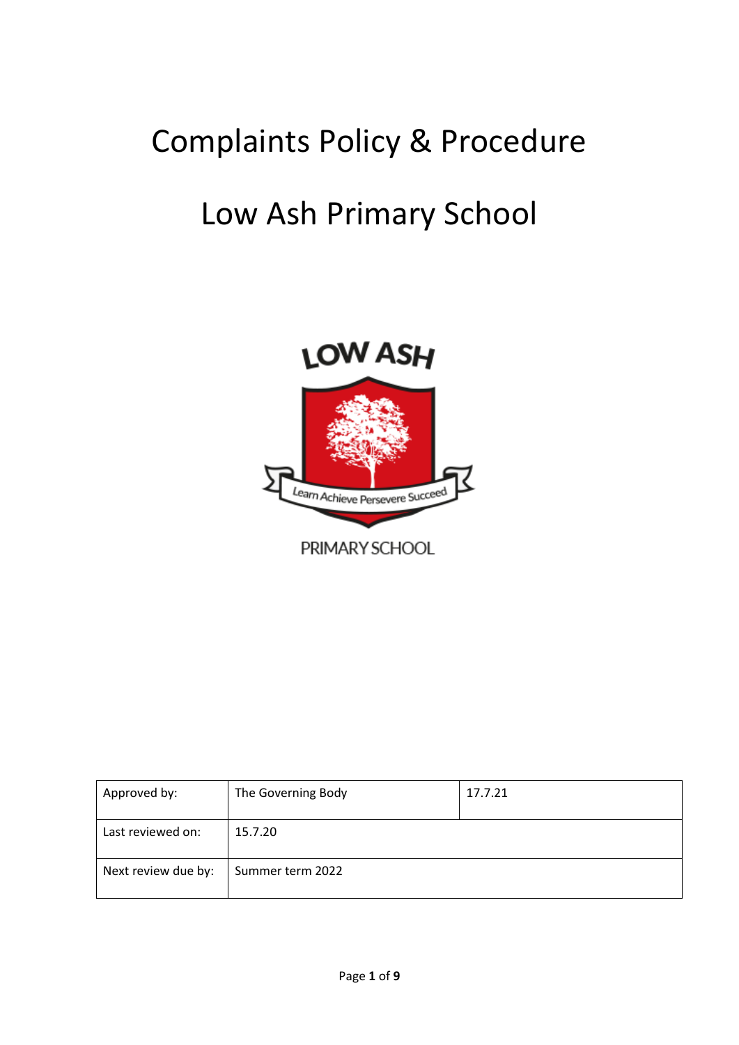# Complaints Policy & Procedure

# Low Ash Primary School

| Approved by: | The Governing Body | 17.7.21 |
| --- | --- | --- |
| Last reviewed on: | 15.7.20 | |
| Next review due by: | Summer term 2022 | |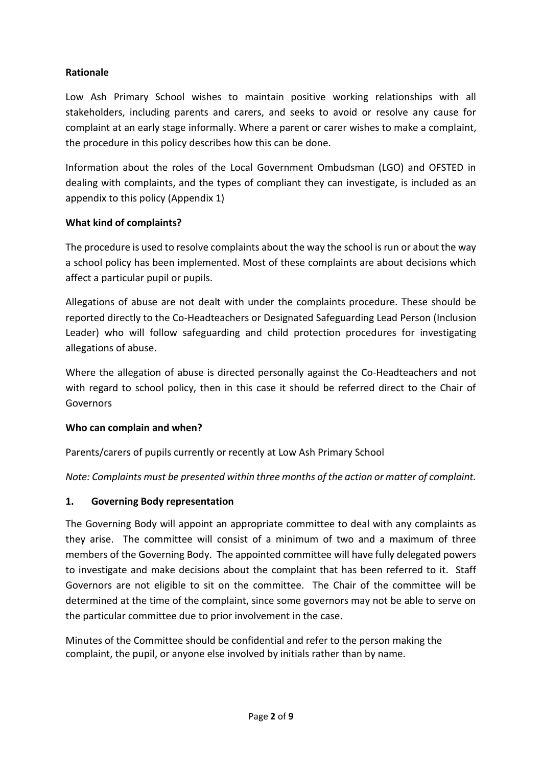**Rationale**

Low Ash Primary School wishes to maintain positive working relationships with all stakeholders, including parents and carers, and seeks to avoid or resolve any cause for complaint at an early stage informally. Where a parent or carer wishes to make a complaint, the procedure in this policy describes how this can be done.

Information about the roles of the Local Government Ombudsman (LGO) and OFSTED in dealing with complaints, and the types of compliant they can investigate, is included as an appendix to this policy (Appendix 1)

**What kind of complaints?**

The procedure is used to resolve complaints about the way the school is run or about the way a school policy has been implemented. Most of these complaints are about decisions which affect a particular pupil or pupils.

Allegations of abuse are not dealt with under the complaints procedure. These should be reported directly to the Co-Headteachers or Designated Safeguarding Lead Person (Inclusion Leader) who will follow safeguarding and child protection procedures for investigating allegations of abuse.

Where the allegation of abuse is directed personally against the Co-Headteachers and not with regard to school policy, then in this case it should be referred direct to the Chair of Governors

**Who can complain and when?**

Parents/carers of pupils currently or recently at Low Ash Primary School

*Note: Complaints must be presented within three months of the action or matter of complaint.*

**1. Governing Body representation**

The Governing Body will appoint an appropriate committee to deal with any complaints as they arise. The committee will consist of a minimum of two and a maximum of three members of the Governing Body. The appointed committee will have fully delegated powers to investigate and make decisions about the complaint that has been referred to it. Staff Governors are not eligible to sit on the committee. The Chair of the committee will be determined at the time of the complaint, since some governors may not be able to serve on the particular committee due to prior involvement in the case.

Minutes of the Committee should be confidential and refer to the person making the complaint, the pupil, or anyone else involved by initials rather than by name.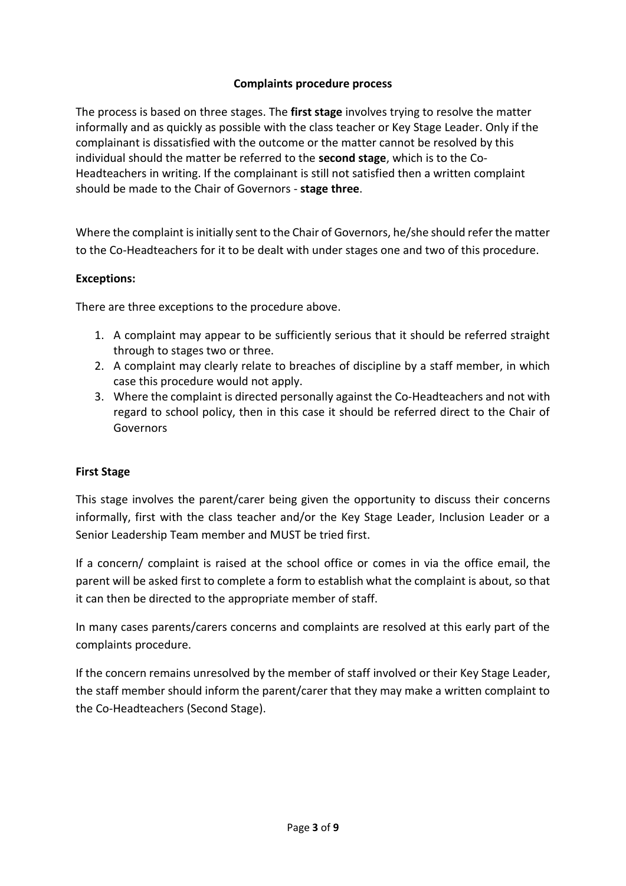## Complaints procedure process

The process is based on three stages. The **first stage** involves trying to resolve the matter informally and as quickly as possible with the class teacher or Key Stage Leader. Only if the complainant is dissatisfied with the outcome or the matter cannot be resolved by this individual should the matter be referred to the **second stage**, which is to the Co-Headteachers in writing. If the complainant is still not satisfied then a written complaint should be made to the Chair of Governors - **stage three**.

Where the complaint is initially sent to the Chair of Governors, he/she should refer the matter to the Co-Headteachers for it to be dealt with under stages one and two of this procedure.

### Exceptions:

There are three exceptions to the procedure above.

1. A complaint may appear to be sufficiently serious that it should be referred straight through to stages two or three.
2. A complaint may clearly relate to breaches of discipline by a staff member, in which case this procedure would not apply.
3. Where the complaint is directed personally against the Co-Headteachers and not with regard to school policy, then in this case it should be referred direct to the Chair of Governors

### First Stage

This stage involves the parent/carer being given the opportunity to discuss their concerns informally, first with the class teacher and/or the Key Stage Leader, Inclusion Leader or a Senior Leadership Team member and MUST be tried first.

If a concern/ complaint is raised at the school office or comes in via the office email, the parent will be asked first to complete a form to establish what the complaint is about, so that it can then be directed to the appropriate member of staff.

In many cases parents/carers concerns and complaints are resolved at this early part of the complaints procedure.

If the concern remains unresolved by the member of staff involved or their Key Stage Leader, the staff member should inform the parent/carer that they may make a written complaint to the Co-Headteachers (Second Stage).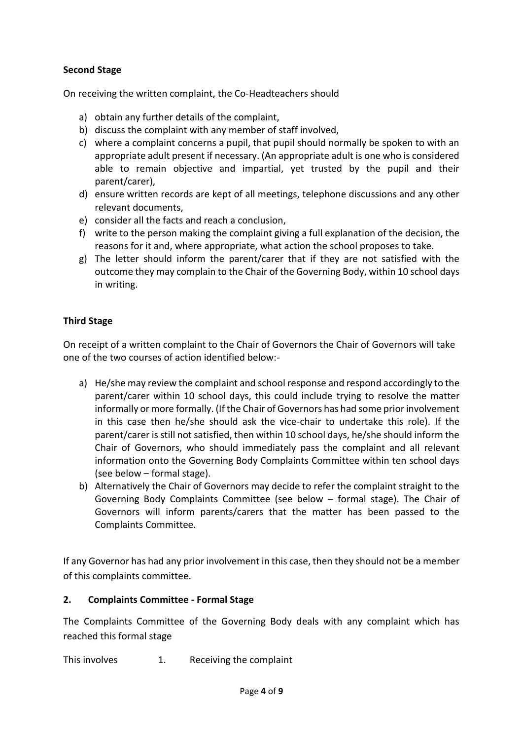**Second Stage**

On receiving the written complaint, the Co-Headteachers should

a) obtain any further details of the complaint,
b) discuss the complaint with any member of staff involved,
c) where a complaint concerns a pupil, that pupil should normally be spoken to with an appropriate adult present if necessary. (An appropriate adult is one who is considered able to remain objective and impartial, yet trusted by the pupil and their parent/carer),
d) ensure written records are kept of all meetings, telephone discussions and any other relevant documents,
e) consider all the facts and reach a conclusion,
f) write to the person making the complaint giving a full explanation of the decision, the reasons for it and, where appropriate, what action the school proposes to take.
g) The letter should inform the parent/carer that if they are not satisfied with the outcome they may complain to the Chair of the Governing Body, within 10 school days in writing.

**Third Stage**

On receipt of a written complaint to the Chair of Governors the Chair of Governors will take one of the two courses of action identified below:-

a) He/she may review the complaint and school response and respond accordingly to the parent/carer within 10 school days, this could include trying to resolve the matter informally or more formally. (If the Chair of Governors has had some prior involvement in this case then he/she should ask the vice-chair to undertake this role). If the parent/carer is still not satisfied, then within 10 school days, he/she should inform the Chair of Governors, who should immediately pass the complaint and all relevant information onto the Governing Body Complaints Committee within ten school days (see below – formal stage).
b) Alternatively the Chair of Governors may decide to refer the complaint straight to the Governing Body Complaints Committee (see below – formal stage). The Chair of Governors will inform parents/carers that the matter has been passed to the Complaints Committee.

If any Governor has had any prior involvement in this case, then they should not be a member of this complaints committee.

## 2. Complaints Committee - Formal Stage

The Complaints Committee of the Governing Body deals with any complaint which has reached this formal stage

This involves 1. Receiving the complaint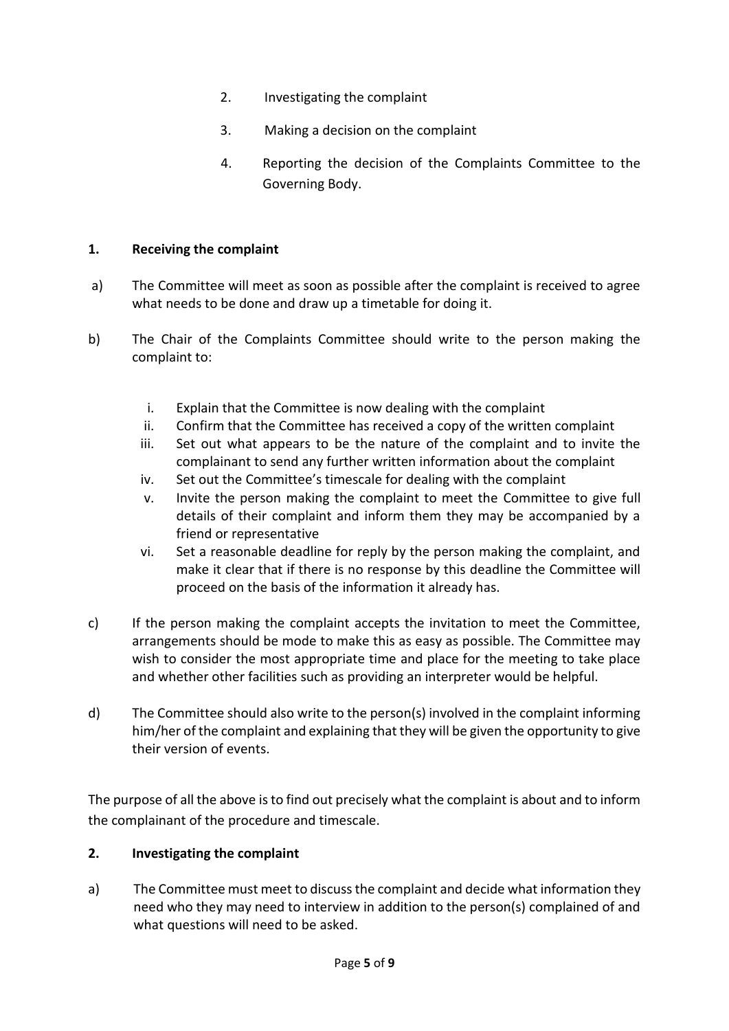2. Investigating the complaint
3. Making a decision on the complaint
4. Reporting the decision of the Complaints Committee to the Governing Body.

## 1. Receiving the complaint

a) The Committee will meet as soon as possible after the complaint is received to agree what needs to be done and draw up a timetable for doing it.

b) The Chair of the Complaints Committee should write to the person making the complaint to:

   i. Explain that the Committee is now dealing with the complaint
   ii. Confirm that the Committee has received a copy of the written complaint
   iii. Set out what appears to be the nature of the complaint and to invite the complainant to send any further written information about the complaint
   iv. Set out the Committee's timescale for dealing with the complaint
   v. Invite the person making the complaint to meet the Committee to give full details of their complaint and inform them they may be accompanied by a friend or representative
   vi. Set a reasonable deadline for reply by the person making the complaint, and make it clear that if there is no response by this deadline the Committee will proceed on the basis of the information it already has.

c) If the person making the complaint accepts the invitation to meet the Committee, arrangements should be mode to make this as easy as possible. The Committee may wish to consider the most appropriate time and place for the meeting to take place and whether other facilities such as providing an interpreter would be helpful.

d) The Committee should also write to the person(s) involved in the complaint informing him/her of the complaint and explaining that they will be given the opportunity to give their version of events.

The purpose of all the above is to find out precisely what the complaint is about and to inform the complainant of the procedure and timescale.

## 2. Investigating the complaint

a) The Committee must meet to discuss the complaint and decide what information they need who they may need to interview in addition to the person(s) complained of and what questions will need to be asked.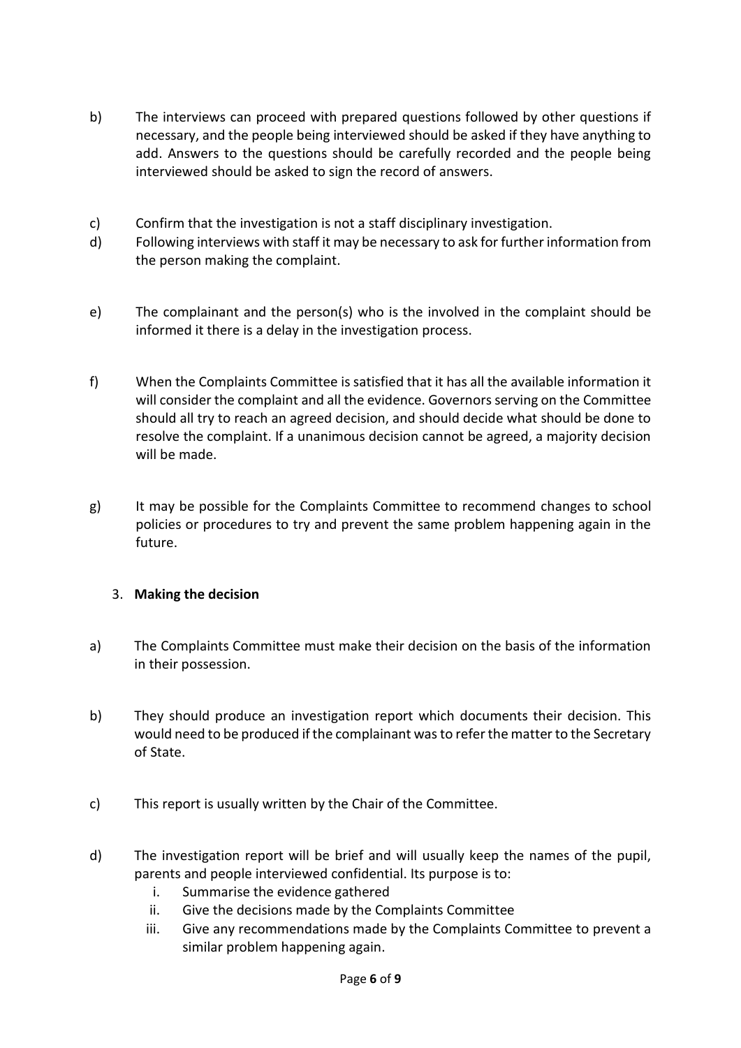b) The interviews can proceed with prepared questions followed by other questions if necessary, and the people being interviewed should be asked if they have anything to add. Answers to the questions should be carefully recorded and the people being interviewed should be asked to sign the record of answers.

c) Confirm that the investigation is not a staff disciplinary investigation.

d) Following interviews with staff it may be necessary to ask for further information from the person making the complaint.

e) The complainant and the person(s) who is the involved in the complaint should be informed it there is a delay in the investigation process.

f) When the Complaints Committee is satisfied that it has all the available information it will consider the complaint and all the evidence. Governors serving on the Committee should all try to reach an agreed decision, and should decide what should be done to resolve the complaint. If a unanimous decision cannot be agreed, a majority decision will be made.

g) It may be possible for the Complaints Committee to recommend changes to school policies or procedures to try and prevent the same problem happening again in the future.

3. **Making the decision**

a) The Complaints Committee must make their decision on the basis of the information in their possession.

b) They should produce an investigation report which documents their decision. This would need to be produced if the complainant was to refer the matter to the Secretary of State.

c) This report is usually written by the Chair of the Committee.

d) The investigation report will be brief and will usually keep the names of the pupil, parents and people interviewed confidential. Its purpose is to:
   i. Summarise the evidence gathered
   ii. Give the decisions made by the Complaints Committee
   iii. Give any recommendations made by the Complaints Committee to prevent a similar problem happening again.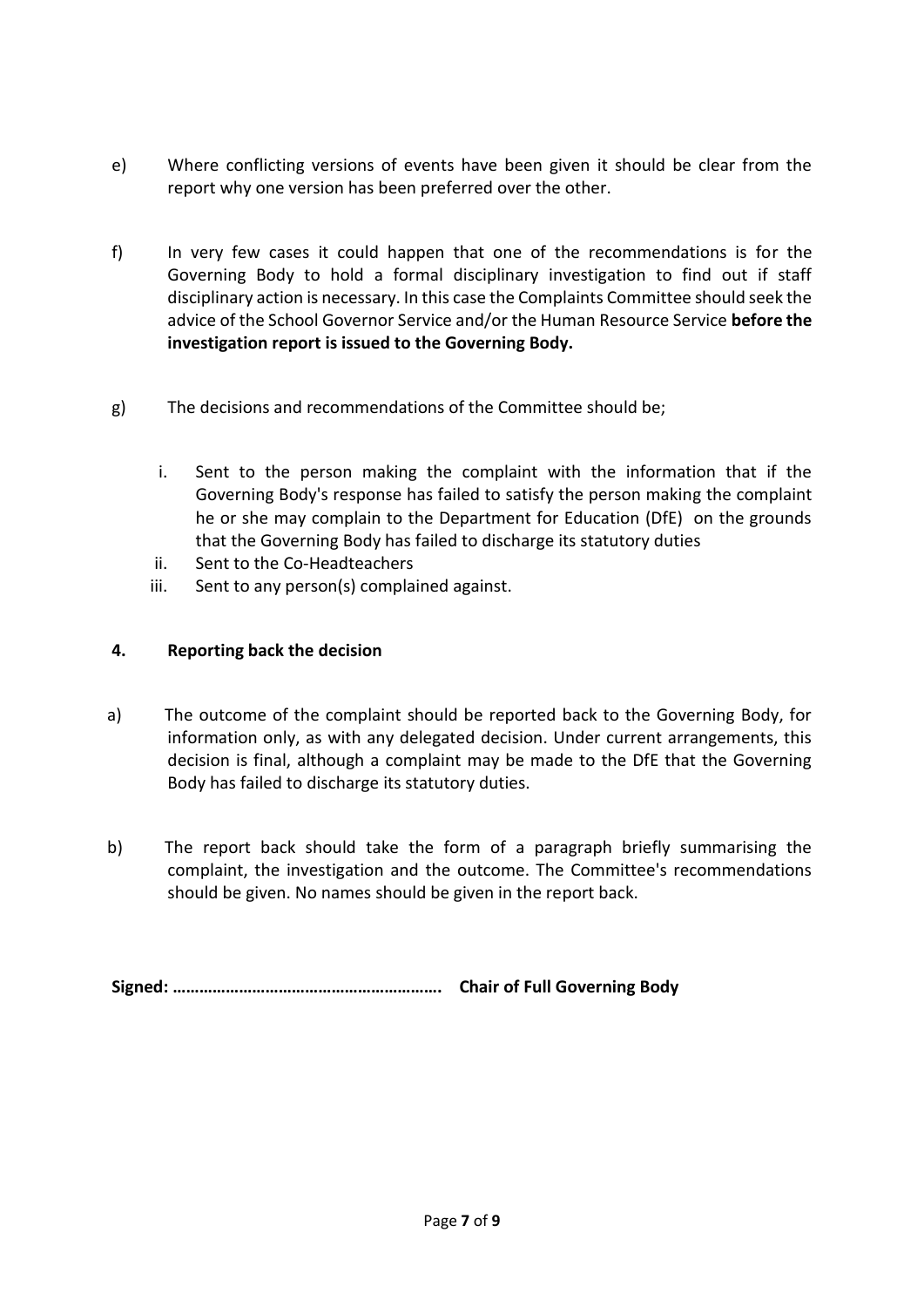e) Where conflicting versions of events have been given it should be clear from the report why one version has been preferred over the other.

f) In very few cases it could happen that one of the recommendations is for the Governing Body to hold a formal disciplinary investigation to find out if staff disciplinary action is necessary. In this case the Complaints Committee should seek the advice of the School Governor Service and/or the Human Resource Service **before the investigation report is issued to the Governing Body.**

g) The decisions and recommendations of the Committee should be;

   i. Sent to the person making the complaint with the information that if the Governing Body's response has failed to satisfy the person making the complaint he or she may complain to the Department for Education (DfE) on the grounds that the Governing Body has failed to discharge its statutory duties
   ii. Sent to the Co-Headteachers
   iii. Sent to any person(s) complained against.

### 4. Reporting back the decision

a) The outcome of the complaint should be reported back to the Governing Body, for information only, as with any delegated decision. Under current arrangements, this decision is final, although a complaint may be made to the DfE that the Governing Body has failed to discharge its statutory duties.

b) The report back should take the form of a paragraph briefly summarising the complaint, the investigation and the outcome. The Committee's recommendations should be given. No names should be given in the report back.

**Signed: ……………………………………………………. Chair of Full Governing Body**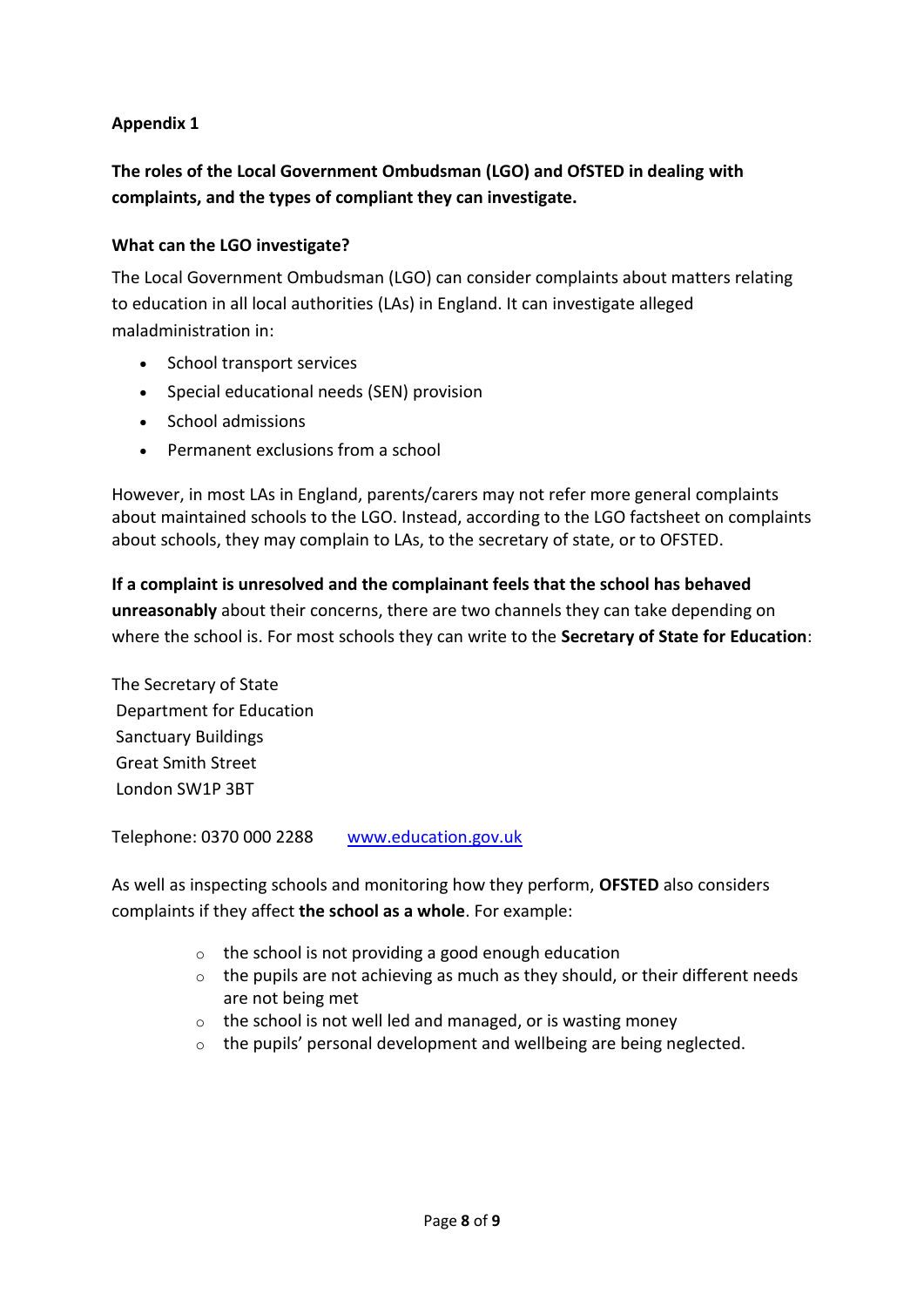**Appendix 1**

**The roles of the Local Government Ombudsman (LGO) and OfSTED in dealing with complaints, and the types of compliant they can investigate.**

**What can the LGO investigate?**

The Local Government Ombudsman (LGO) can consider complaints about matters relating to education in all local authorities (LAs) in England. It can investigate alleged maladministration in:

- School transport services
- Special educational needs (SEN) provision
- School admissions
- Permanent exclusions from a school

However, in most LAs in England, parents/carers may not refer more general complaints about maintained schools to the LGO. Instead, according to the LGO factsheet on complaints about schools, they may complain to LAs, to the secretary of state, or to OFSTED.

**If a complaint is unresolved and the complainant feels that the school has behaved unreasonably** about their concerns, there are two channels they can take depending on where the school is. For most schools they can write to the **Secretary of State for Education**:

The Secretary of State
Department for Education
Sanctuary Buildings
Great Smith Street
London SW1P 3BT

Telephone: 0370 000 2288 [www.education.gov.uk](http://www.education.gov.uk)

As well as inspecting schools and monitoring how they perform, **OFSTED** also considers complaints if they affect **the school as a whole**. For example:

- the school is not providing a good enough education
- the pupils are not achieving as much as they should, or their different needs are not being met
- the school is not well led and managed, or is wasting money
- the pupils' personal development and wellbeing are being neglected.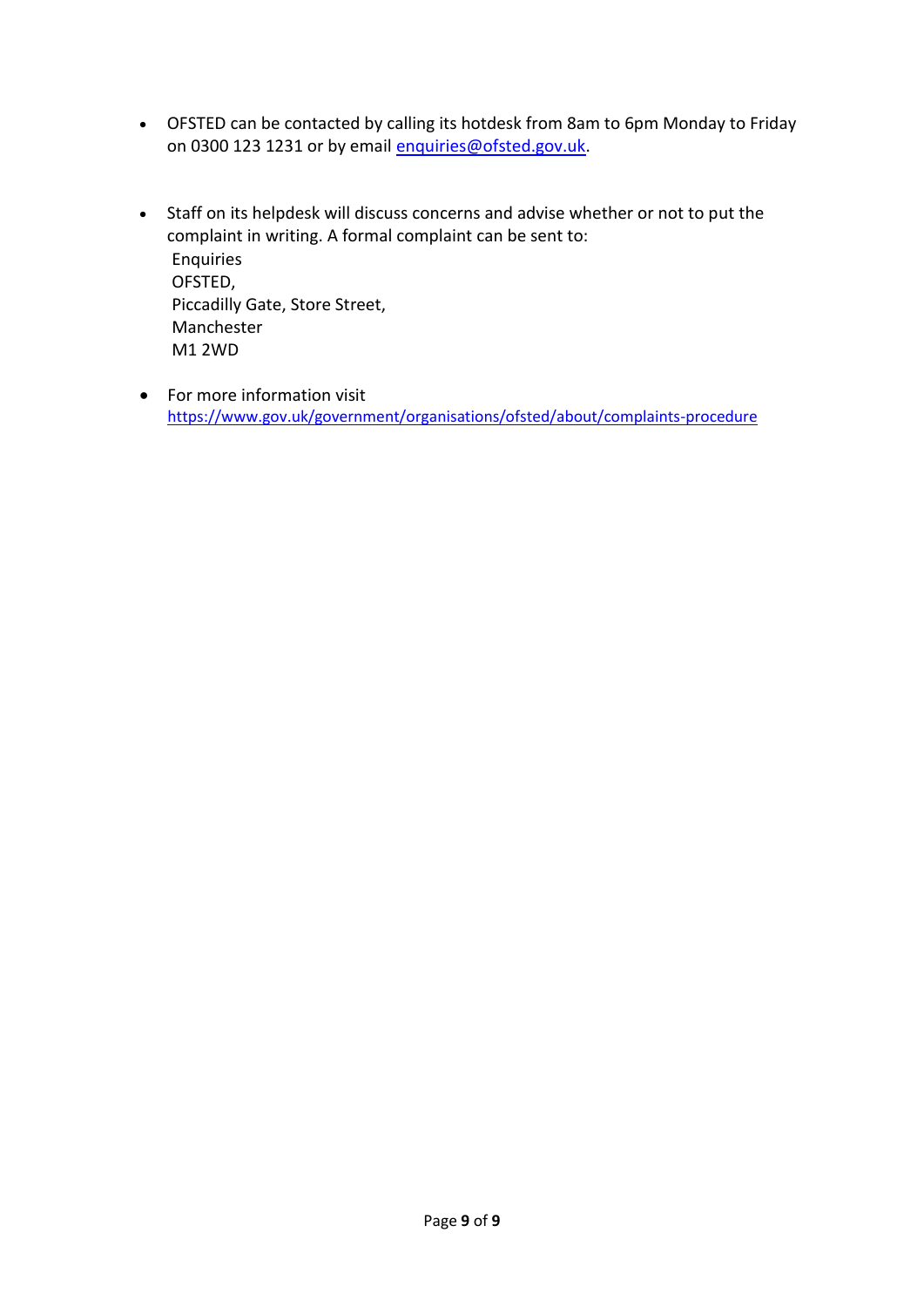- OFSTED can be contacted by calling its hotdesk from 8am to 6pm Monday to Friday on 0300 123 1231 or by email enquiries@ofsted.gov.uk.

- Staff on its helpdesk will discuss concerns and advise whether or not to put the complaint in writing. A formal complaint can be sent to:
  Enquiries
  OFSTED,
  Piccadilly Gate, Store Street,
  Manchester
  M1 2WD

- For more information visit https://www.gov.uk/government/organisations/ofsted/about/complaints-procedure